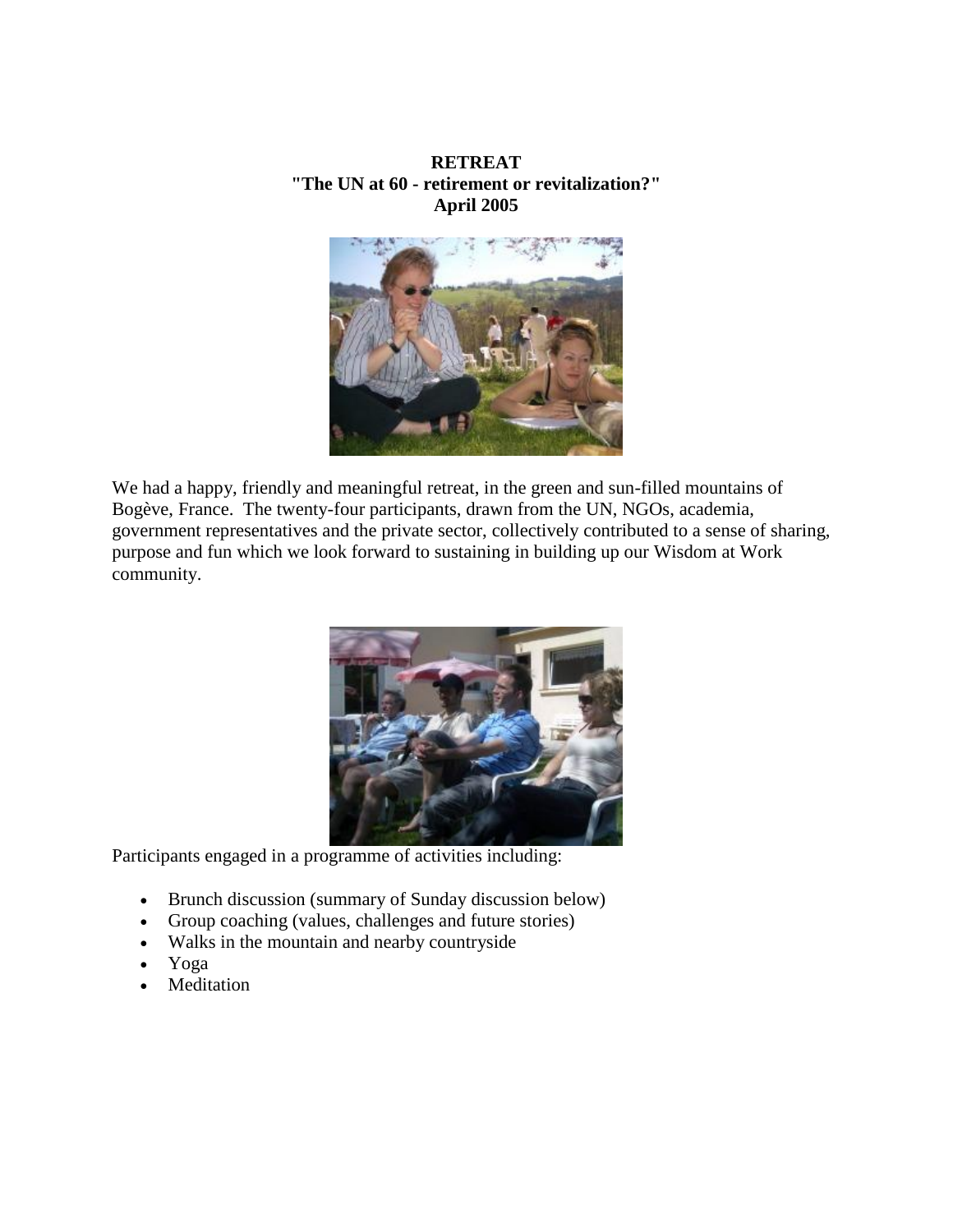**RETREAT**
**"The UN at 60 - retirement or revitalization?"**
**April 2005**

We had a happy, friendly and meaningful retreat, in the green and sun-filled mountains of Bogève, France. The twenty-four participants, drawn from the UN, NGOs, academia, government representatives and the private sector, collectively contributed to a sense of sharing, purpose and fun which we look forward to sustaining in building up our Wisdom at Work community.

Participants engaged in a programme of activities including:

- Brunch discussion (summary of Sunday discussion below)
- Group coaching (values, challenges and future stories)
- Walks in the mountain and nearby countryside
- Yoga
- Meditation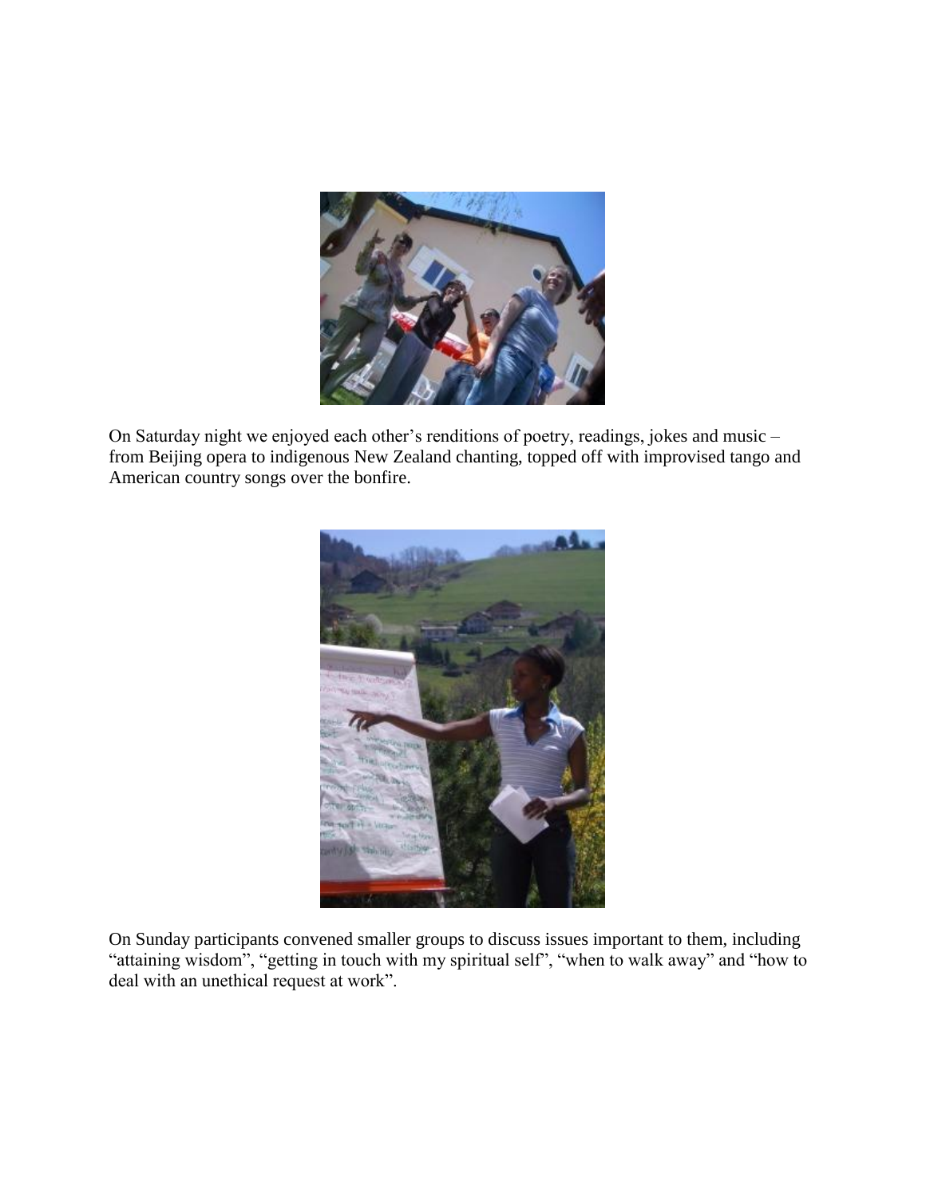On Saturday night we enjoyed each other's renditions of poetry, readings, jokes and music – from Beijing opera to indigenous New Zealand chanting, topped off with improvised tango and American country songs over the bonfire.

On Sunday participants convened smaller groups to discuss issues important to them, including "attaining wisdom", "getting in touch with my spiritual self", "when to walk away" and "how to deal with an unethical request at work".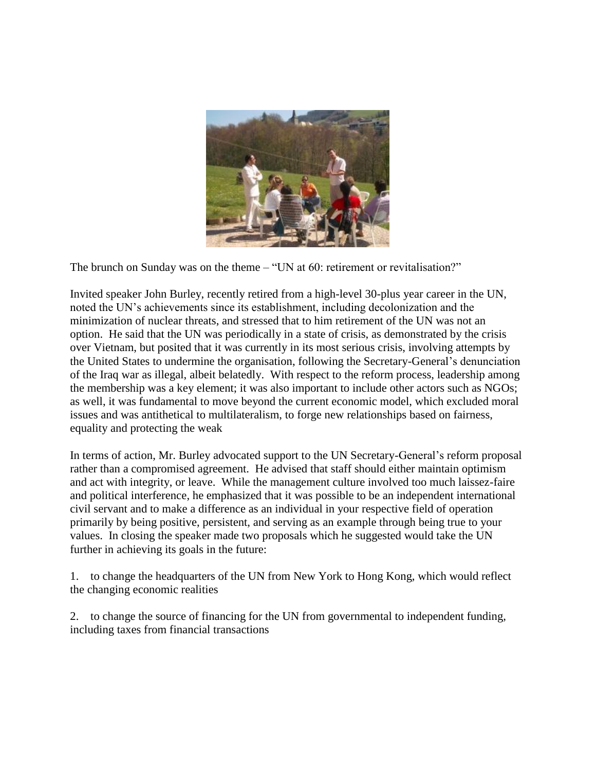The brunch on Sunday was on the theme – "UN at 60: retirement or revitalisation?"

Invited speaker John Burley, recently retired from a high-level 30-plus year career in the UN, noted the UN's achievements since its establishment, including decolonization and the minimization of nuclear threats, and stressed that to him retirement of the UN was not an option. He said that the UN was periodically in a state of crisis, as demonstrated by the crisis over Vietnam, but posited that it was currently in its most serious crisis, involving attempts by the United States to undermine the organisation, following the Secretary-General's denunciation of the Iraq war as illegal, albeit belatedly. With respect to the reform process, leadership among the membership was a key element; it was also important to include other actors such as NGOs; as well, it was fundamental to move beyond the current economic model, which excluded moral issues and was antithetical to multilateralism, to forge new relationships based on fairness, equality and protecting the weak

In terms of action, Mr. Burley advocated support to the UN Secretary-General's reform proposal rather than a compromised agreement. He advised that staff should either maintain optimism and act with integrity, or leave. While the management culture involved too much laissez-faire and political interference, he emphasized that it was possible to be an independent international civil servant and to make a difference as an individual in your respective field of operation primarily by being positive, persistent, and serving as an example through being true to your values. In closing the speaker made two proposals which he suggested would take the UN further in achieving its goals in the future:

1. to change the headquarters of the UN from New York to Hong Kong, which would reflect the changing economic realities

2. to change the source of financing for the UN from governmental to independent funding, including taxes from financial transactions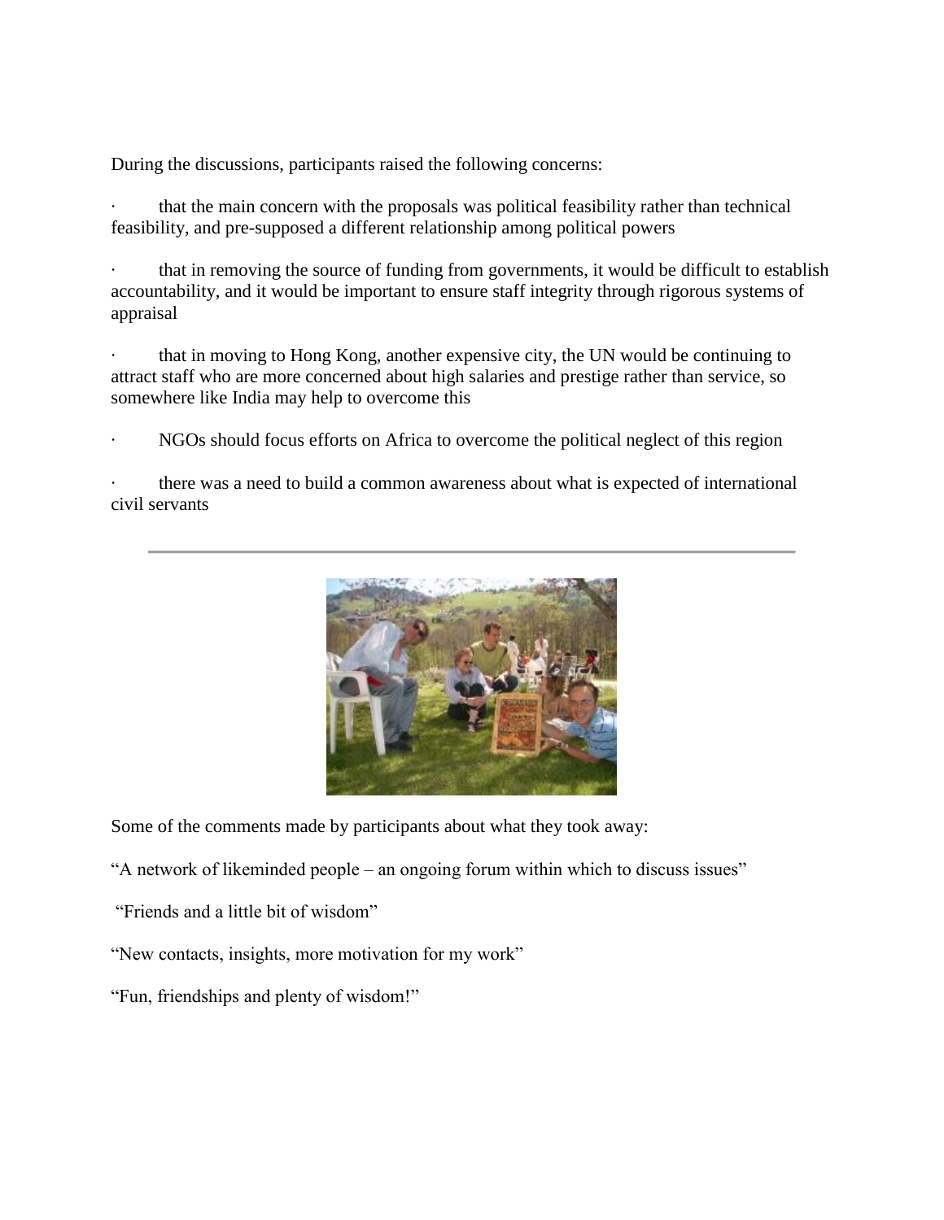During the discussions, participants raised the following concerns:

- that the main concern with the proposals was political feasibility rather than technical feasibility, and pre-supposed a different relationship among political powers
- that in removing the source of funding from governments, it would be difficult to establish accountability, and it would be important to ensure staff integrity through rigorous systems of appraisal
- that in moving to Hong Kong, another expensive city, the UN would be continuing to attract staff who are more concerned about high salaries and prestige rather than service, so somewhere like India may help to overcome this
- NGOs should focus efforts on Africa to overcome the political neglect of this region
- there was a need to build a common awareness about what is expected of international civil servants

---

Some of the comments made by participants about what they took away:

"A network of likeminded people – an ongoing forum within which to discuss issues"

"Friends and a little bit of wisdom"

"New contacts, insights, more motivation for my work"

"Fun, friendships and plenty of wisdom!"